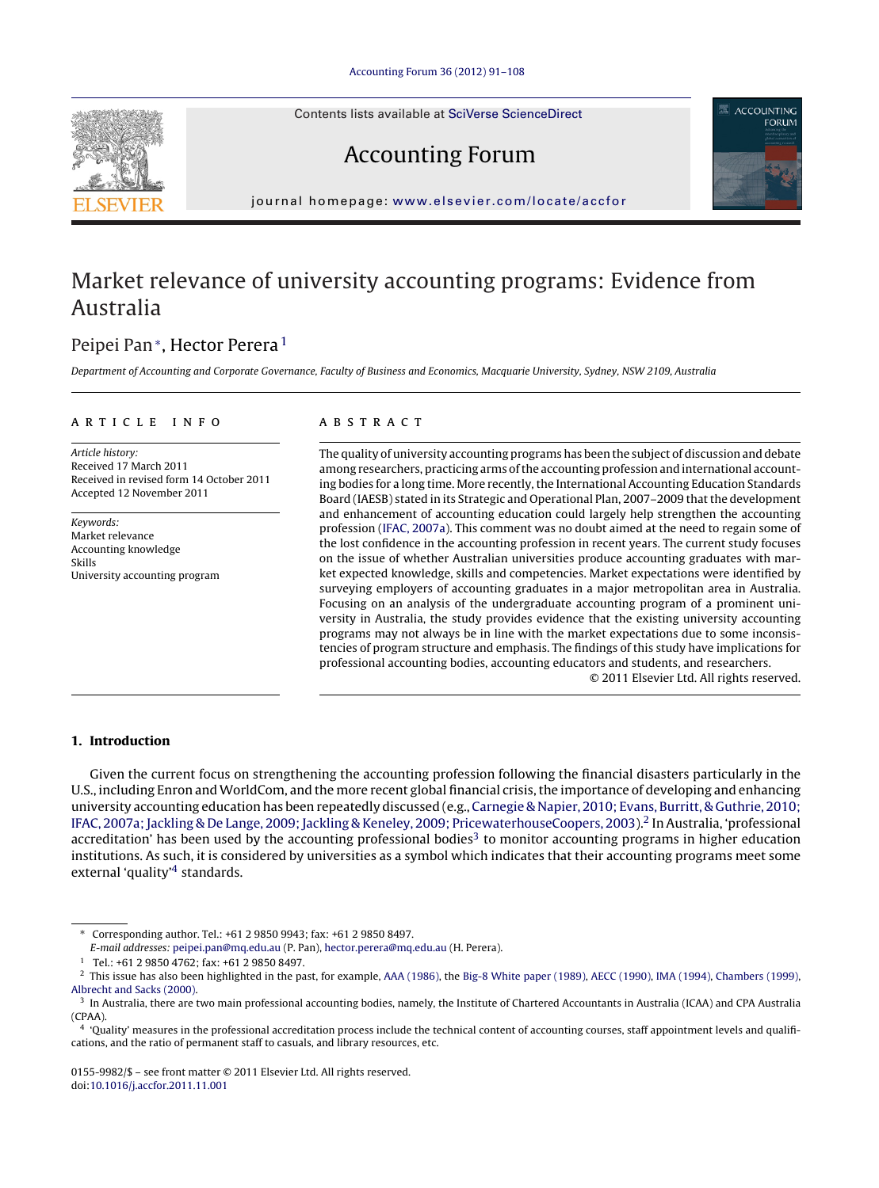# Market relevance of university accounting programs: Evidence from Australia

Peipei Pan*, Hector Perera[1]

*Department of Accounting and Corporate Governance, Faculty of Business and Economics, Macquarie University, Sydney, NSW 2109, Australia*

## ARTICLE INFO

*Article history:*
Received 17 March 2011
Received in revised form 14 October 2011
Accepted 12 November 2011

*Keywords:*
Market relevance
Accounting knowledge
Skills
University accounting program

## ABSTRACT

The quality of university accounting programs has been the subject of discussion and debate among researchers, practicing arms of the accounting profession and international accounting bodies for a long time. More recently, the International Accounting Education Standards Board (IAESB) stated in its Strategic and Operational Plan, 2007–2009 that the development and enhancement of accounting education could largely help strengthen the accounting profession (IFAC, 2007a). This comment was no doubt aimed at the need to regain some of the lost confidence in the accounting profession in recent years. The current study focuses on the issue of whether Australian universities produce accounting graduates with market expected knowledge, skills and competencies. Market expectations were identified by surveying employers of accounting graduates in a major metropolitan area in Australia. Focusing on an analysis of the undergraduate accounting program of a prominent university in Australia, the study provides evidence that the existing university accounting programs may not always be in line with the market expectations due to some inconsistencies of program structure and emphasis. The findings of this study have implications for professional accounting bodies, accounting educators and students, and researchers.

© 2011 Elsevier Ltd. All rights reserved.

## 1. Introduction

Given the current focus on strengthening the accounting profession following the financial disasters particularly in the U.S., including Enron and WorldCom, and the more recent global financial crisis, the importance of developing and enhancing university accounting education has been repeatedly discussed (e.g., Carnegie & Napier, 2010; Evans, Burritt, & Guthrie, 2010; IFAC, 2007a; Jackling & De Lange, 2009; Jackling & Keneley, 2009; PricewaterhouseCoopers, 2003).[2] In Australia, 'professional accreditation' has been used by the accounting professional bodies[3] to monitor accounting programs in higher education institutions. As such, it is considered by universities as a symbol which indicates that their accounting programs meet some external 'quality'[4] standards.

---

* Corresponding author. Tel.: +61 2 9850 9943; fax: +61 2 9850 8497.
*E-mail addresses:* peipei.pan@mq.edu.au (P. Pan), hector.perera@mq.edu.au (H. Perera).

[1] Tel.: +61 2 9850 4762; fax: +61 2 9850 8497.

[2] This issue has also been highlighted in the past, for example, AAA (1986), the Big-8 White paper (1989), AECC (1990), IMA (1994), Chambers (1999), Albrecht and Sacks (2000).

[3] In Australia, there are two main professional accounting bodies, namely, the Institute of Chartered Accountants in Australia (ICAA) and CPA Australia (CPAA).

[4] 'Quality' measures in the professional accreditation process include the technical content of accounting courses, staff appointment levels and qualifications, and the ratio of permanent staff to casuals, and library resources, etc.

0155-9982/$ – see front matter © 2011 Elsevier Ltd. All rights reserved.
doi:10.1016/j.accfor.2011.11.001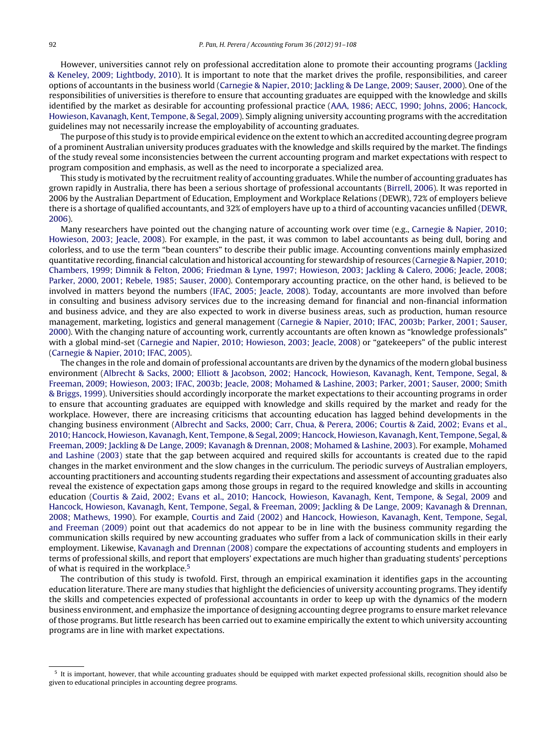However, universities cannot rely on professional accreditation alone to promote their accounting programs (Jackling & Keneley, 2009; Lightbody, 2010). It is important to note that the market drives the profile, responsibilities, and career options of accountants in the business world (Carnegie & Napier, 2010; Jackling & De Lange, 2009; Sauser, 2000). One of the responsibilities of universities is therefore to ensure that accounting graduates are equipped with the knowledge and skills identified by the market as desirable for accounting professional practice (AAA, 1986; AECC, 1990; Johns, 2006; Hancock, Howieson, Kavanagh, Kent, Tempone, & Segal, 2009). Simply aligning university accounting programs with the accreditation guidelines may not necessarily increase the employability of accounting graduates.

The purpose of this study is to provide empirical evidence on the extent to which an accredited accounting degree program of a prominent Australian university produces graduates with the knowledge and skills required by the market. The findings of the study reveal some inconsistencies between the current accounting program and market expectations with respect to program composition and emphasis, as well as the need to incorporate a specialized area.

This study is motivated by the recruitment reality of accounting graduates. While the number of accounting graduates has grown rapidly in Australia, there has been a serious shortage of professional accountants (Birrell, 2006). It was reported in 2006 by the Australian Department of Education, Employment and Workplace Relations (DEWR), 72% of employers believe there is a shortage of qualified accountants, and 32% of employers have up to a third of accounting vacancies unfilled (DEWR, 2006).

Many researchers have pointed out the changing nature of accounting work over time (e.g., Carnegie & Napier, 2010; Howieson, 2003; Jeacle, 2008). For example, in the past, it was common to label accountants as being dull, boring and colorless, and to use the term "bean counters" to describe their public image. Accounting conventions mainly emphasized quantitative recording, financial calculation and historical accounting for stewardship of resources (Carnegie & Napier, 2010; Chambers, 1999; Dimnik & Felton, 2006; Friedman & Lyne, 1997; Howieson, 2003; Jackling & Calero, 2006; Jeacle, 2008; Parker, 2000, 2001; Rebele, 1985; Sauser, 2000). Contemporary accounting practice, on the other hand, is believed to be involved in matters beyond the numbers (IFAC, 2005; Jeacle, 2008). Today, accountants are more involved than before in consulting and business advisory services due to the increasing demand for financial and non-financial information and business advice, and they are also expected to work in diverse business areas, such as production, human resource management, marketing, logistics and general management (Carnegie & Napier, 2010; IFAC, 2003b; Parker, 2001; Sauser, 2000). With the changing nature of accounting work, currently accountants are often known as "knowledge professionals" with a global mind-set (Carnegie and Napier, 2010; Howieson, 2003; Jeacle, 2008) or "gatekeepers" of the public interest (Carnegie & Napier, 2010; IFAC, 2005).

The changes in the role and domain of professional accountants are driven by the dynamics of the modern global business environment (Albrecht & Sacks, 2000; Elliott & Jacobson, 2002; Hancock, Howieson, Kavanagh, Kent, Tempone, Segal, & Freeman, 2009; Howieson, 2003; IFAC, 2003b; Jeacle, 2008; Mohamed & Lashine, 2003; Parker, 2001; Sauser, 2000; Smith & Briggs, 1999). Universities should accordingly incorporate the market expectations to their accounting programs in order to ensure that accounting graduates are equipped with knowledge and skills required by the market and ready for the workplace. However, there are increasing criticisms that accounting education has lagged behind developments in the changing business environment (Albrecht and Sacks, 2000; Carr, Chua, & Perera, 2006; Courtis & Zaid, 2002; Evans et al., 2010; Hancock, Howieson, Kavanagh, Kent, Tempone, & Segal, 2009; Hancock, Howieson, Kavanagh, Kent, Tempone, Segal, & Freeman, 2009; Jackling & De Lange, 2009; Kavanagh & Drennan, 2008; Mohamed & Lashine, 2003). For example, Mohamed and Lashine (2003) state that the gap between acquired and required skills for accountants is created due to the rapid changes in the market environment and the slow changes in the curriculum. The periodic surveys of Australian employers, accounting practitioners and accounting students regarding their expectations and assessment of accounting graduates also reveal the existence of expectation gaps among those groups in regard to the required knowledge and skills in accounting education (Courtis & Zaid, 2002; Evans et al., 2010; Hancock, Howieson, Kavanagh, Kent, Tempone, & Segal, 2009 and Hancock, Howieson, Kavanagh, Kent, Tempone, Segal, & Freeman, 2009; Jackling & De Lange, 2009; Kavanagh & Drennan, 2008; Mathews, 1990). For example, Courtis and Zaid (2002) and Hancock, Howieson, Kavanagh, Kent, Tempone, Segal, and Freeman (2009) point out that academics do not appear to be in line with the business community regarding the communication skills required by new accounting graduates who suffer from a lack of communication skills in their early employment. Likewise, Kavanagh and Drennan (2008) compare the expectations of accounting students and employers in terms of professional skills, and report that employers' expectations are much higher than graduating students' perceptions of what is required in the workplace.[5]

The contribution of this study is twofold. First, through an empirical examination it identifies gaps in the accounting education literature. There are many studies that highlight the deficiencies of university accounting programs. They identify the skills and competencies expected of professional accountants in order to keep up with the dynamics of the modern business environment, and emphasize the importance of designing accounting degree programs to ensure market relevance of those programs. But little research has been carried out to examine empirically the extent to which university accounting programs are in line with market expectations.

[5] It is important, however, that while accounting graduates should be equipped with market expected professional skills, recognition should also be given to educational principles in accounting degree programs.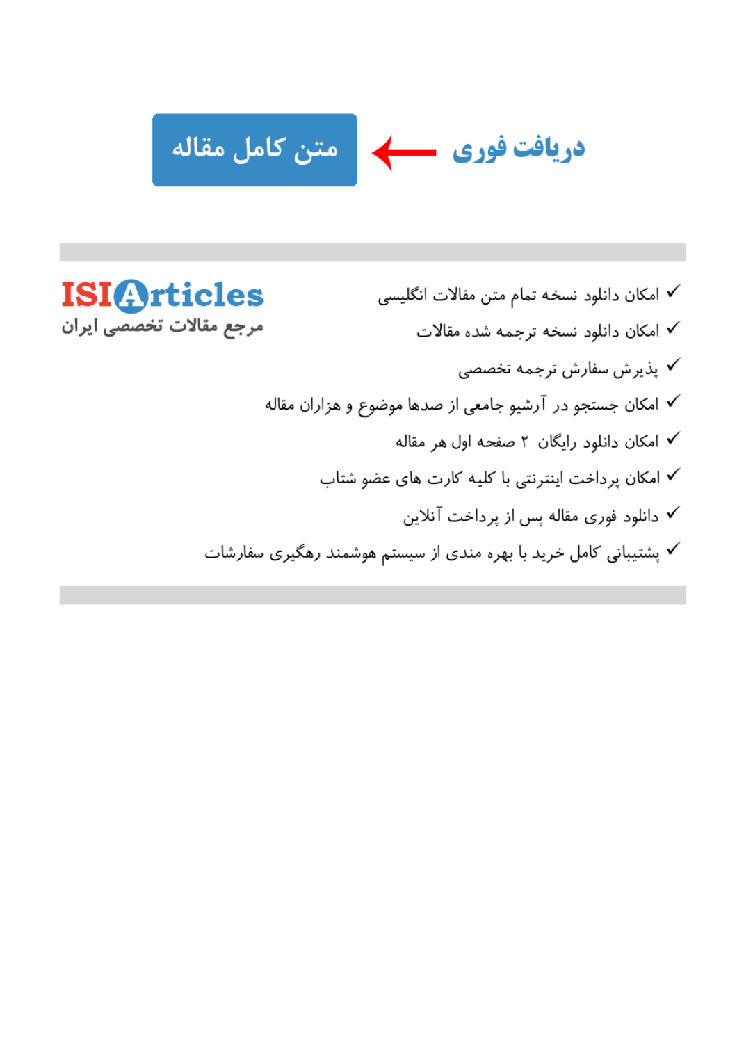دریافت فوری ← **متن کامل مقاله**

**ISIArticles**
مرجع مقالات تخصصی ایران

- ✓ امکان دانلود نسخه تمام متن مقالات انگلیسی
- ✓ امکان دانلود نسخه ترجمه شده مقالات
- ✓ پذیرش سفارش ترجمه تخصصی
- ✓ امکان جستجو در آرشیو جامعی از صدها موضوع و هزاران مقاله
- ✓ امکان دانلود رایگان ۲ صفحه اول هر مقاله
- ✓ امکان پرداخت اینترنتی با کلیه کارت های عضو شتاب
- ✓ دانلود فوری مقاله پس از پرداخت آنلاین
- ✓ پشتیبانی کامل خرید با بهره مندی از سیستم هوشمند رهگیری سفارشات